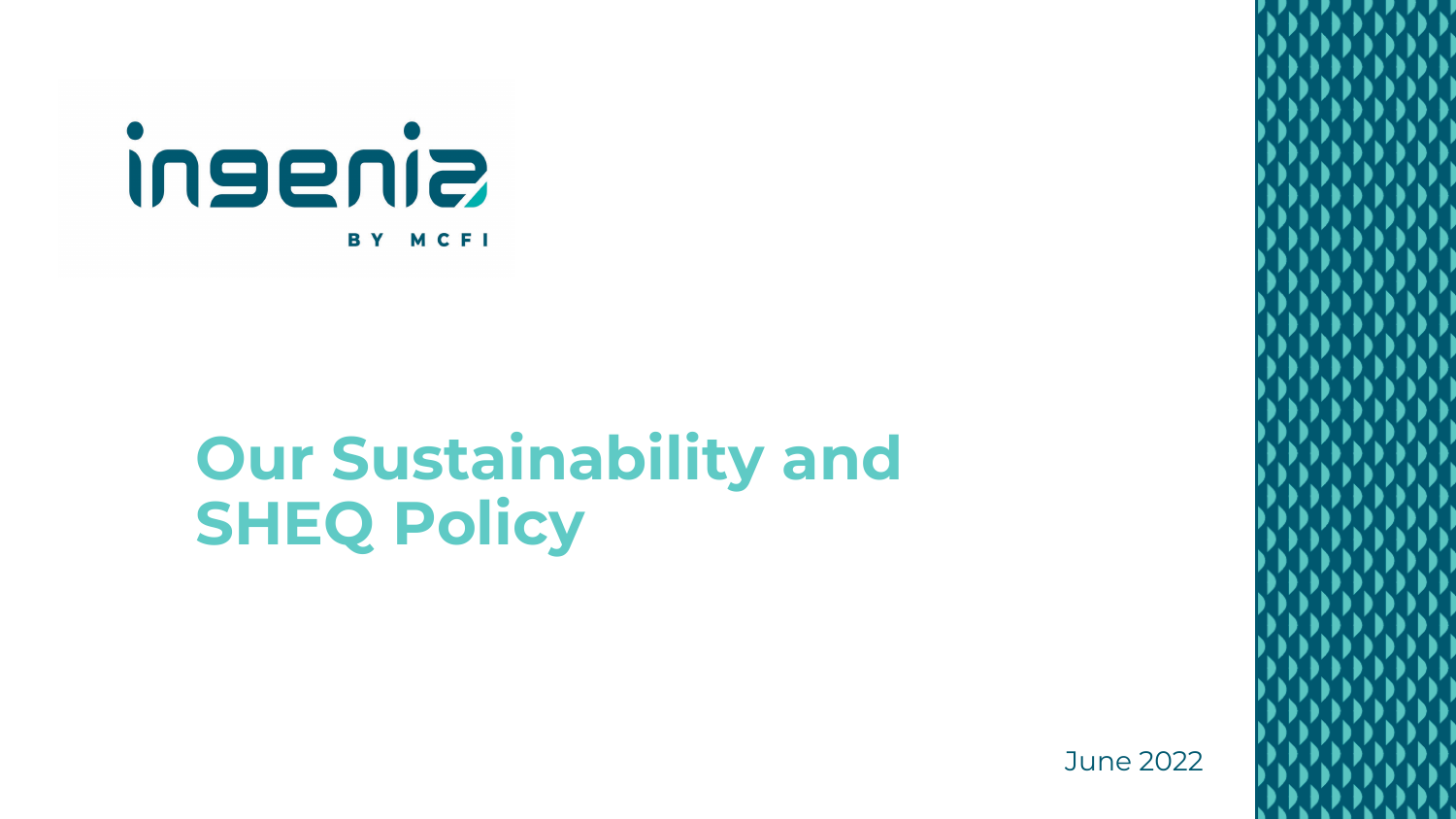ingenia

BY MCFI

# Our Sustainability and SHEQ Policy

June 2022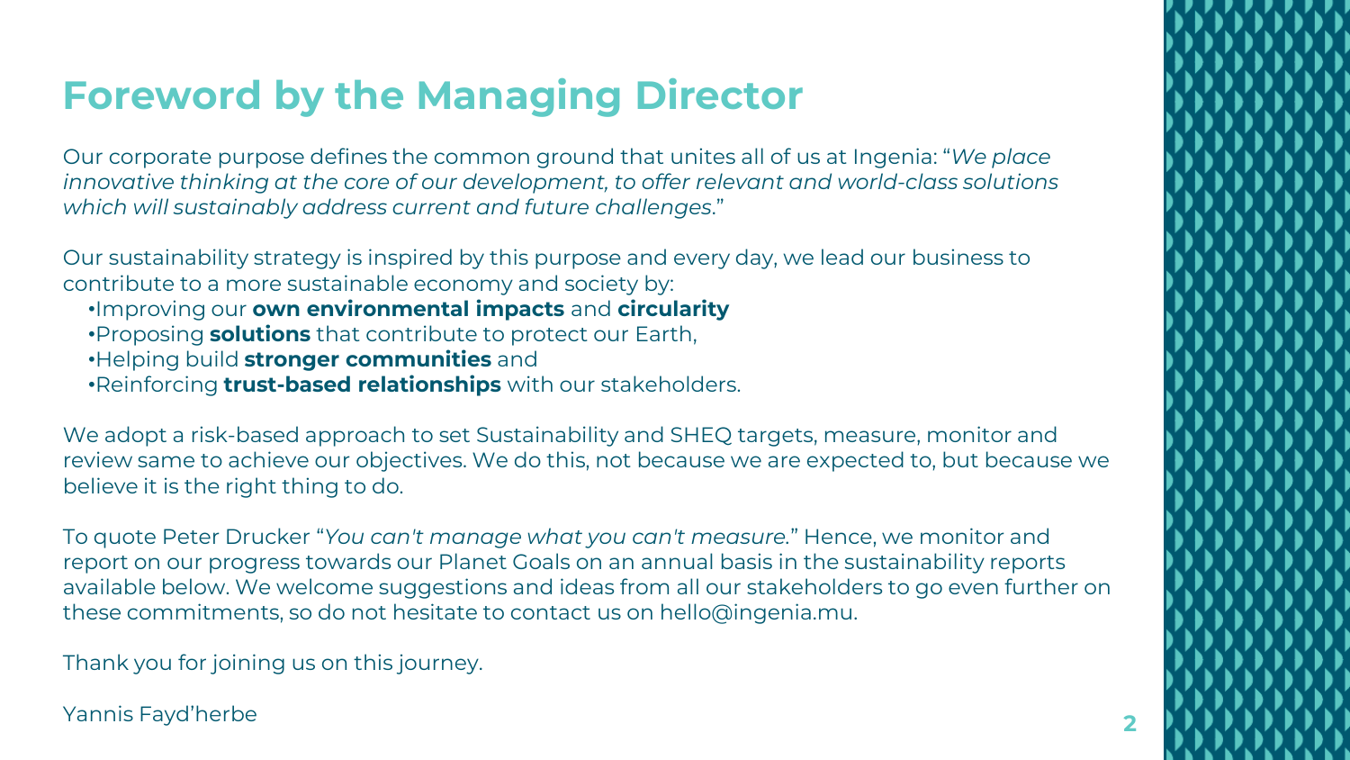# Foreword by the Managing Director

Our corporate purpose defines the common ground that unites all of us at Ingenia: "*We place innovative thinking at the core of our development, to offer relevant and world-class solutions which will sustainably address current and future challenges*."

Our sustainability strategy is inspired by this purpose and every day, we lead our business to contribute to a more sustainable economy and society by:

- Improving our **own environmental impacts** and **circularity**
- Proposing **solutions** that contribute to protect our Earth,
- Helping build **stronger communities** and
- Reinforcing **trust-based relationships** with our stakeholders.

We adopt a risk-based approach to set Sustainability and SHEQ targets, measure, monitor and review same to achieve our objectives. We do this, not because we are expected to, but because we believe it is the right thing to do.

To quote Peter Drucker "*You can't manage what you can't measure.*" Hence, we monitor and report on our progress towards our Planet Goals on an annual basis in the sustainability reports available below. We welcome suggestions and ideas from all our stakeholders to go even further on these commitments, so do not hesitate to contact us on hello@ingenia.mu.

Thank you for joining us on this journey.

Yannis Fayd'herbe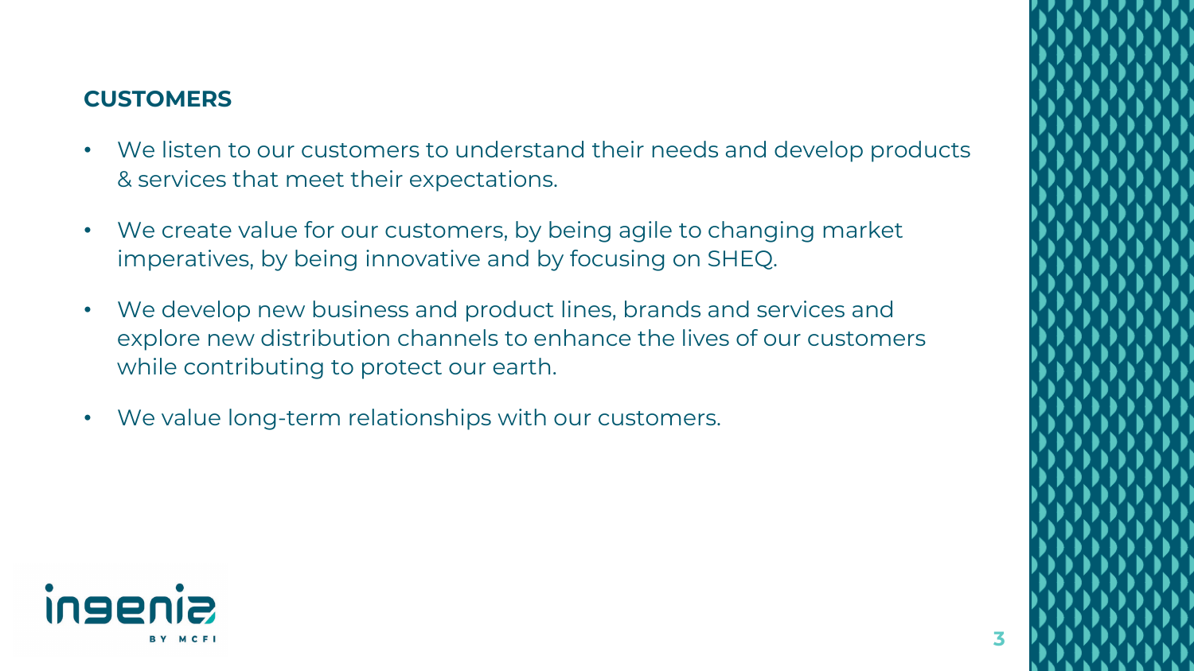## CUSTOMERS

- We listen to our customers to understand their needs and develop products & services that meet their expectations.
- We create value for our customers, by being agile to changing market imperatives, by being innovative and by focusing on SHEQ.
- We develop new business and product lines, brands and services and explore new distribution channels to enhance the lives of our customers while contributing to protect our earth.
- We value long-term relationships with our customers.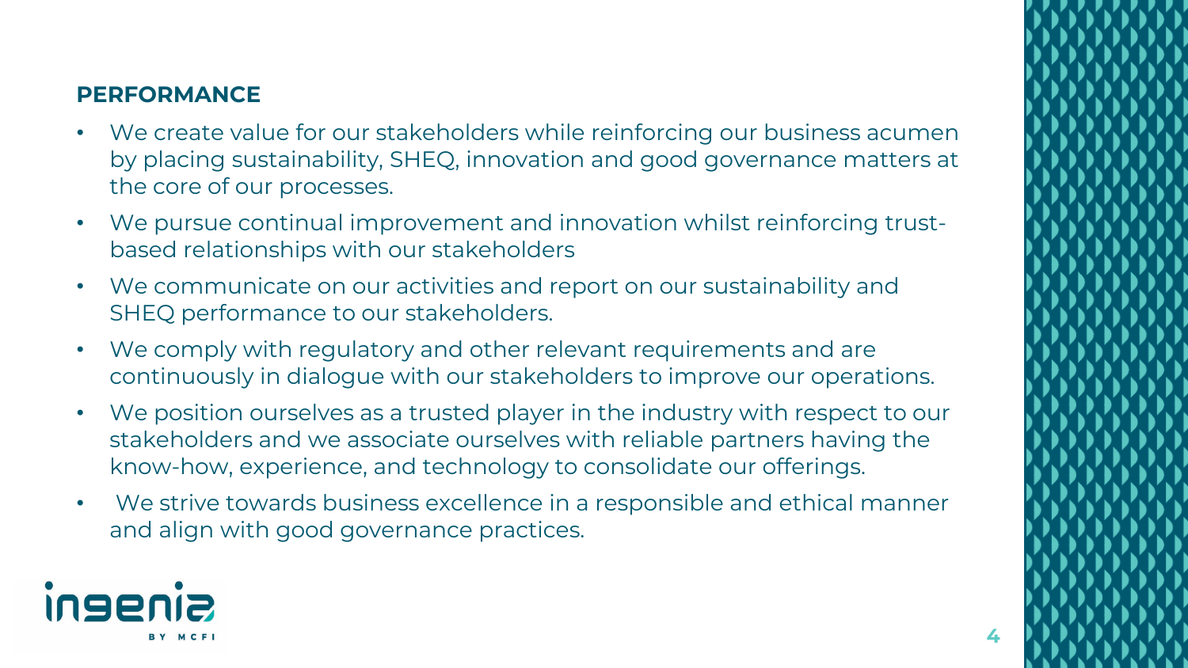## PERFORMANCE

- We create value for our stakeholders while reinforcing our business acumen by placing sustainability, SHEQ, innovation and good governance matters at the core of our processes.
- We pursue continual improvement and innovation whilst reinforcing trust-based relationships with our stakeholders
- We communicate on our activities and report on our sustainability and SHEQ performance to our stakeholders.
- We comply with regulatory and other relevant requirements and are continuously in dialogue with our stakeholders to improve our operations.
- We position ourselves as a trusted player in the industry with respect to our stakeholders and we associate ourselves with reliable partners having the know-how, experience, and technology to consolidate our offerings.
- We strive towards business excellence in a responsible and ethical manner and align with good governance practices.

ingenia BY MCFI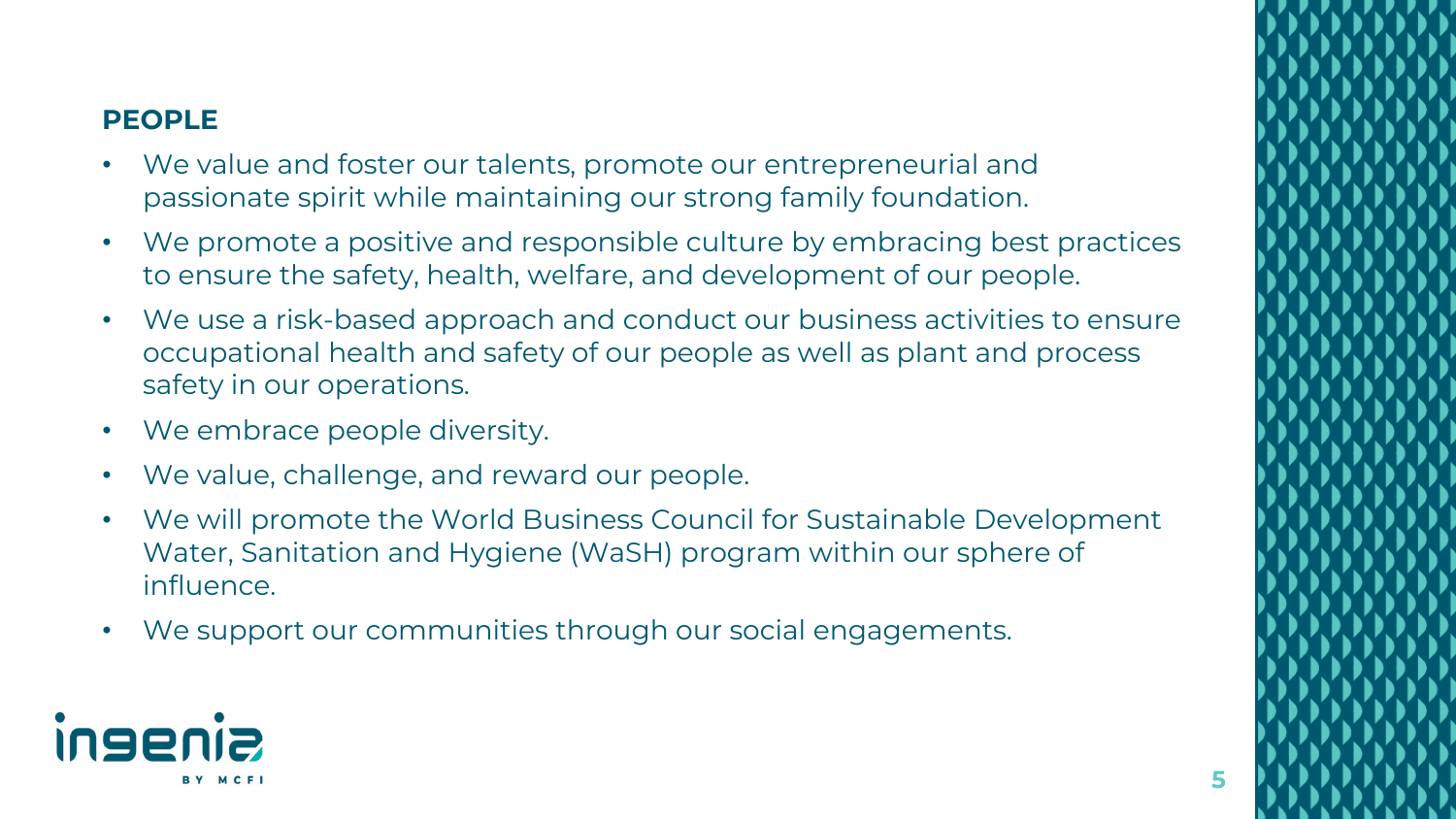## PEOPLE

- We value and foster our talents, promote our entrepreneurial and passionate spirit while maintaining our strong family foundation.
- We promote a positive and responsible culture by embracing best practices to ensure the safety, health, welfare, and development of our people.
- We use a risk-based approach and conduct our business activities to ensure occupational health and safety of our people as well as plant and process safety in our operations.
- We embrace people diversity.
- We value, challenge, and reward our people.
- We will promote the World Business Council for Sustainable Development Water, Sanitation and Hygiene (WaSH) program within our sphere of influence.
- We support our communities through our social engagements.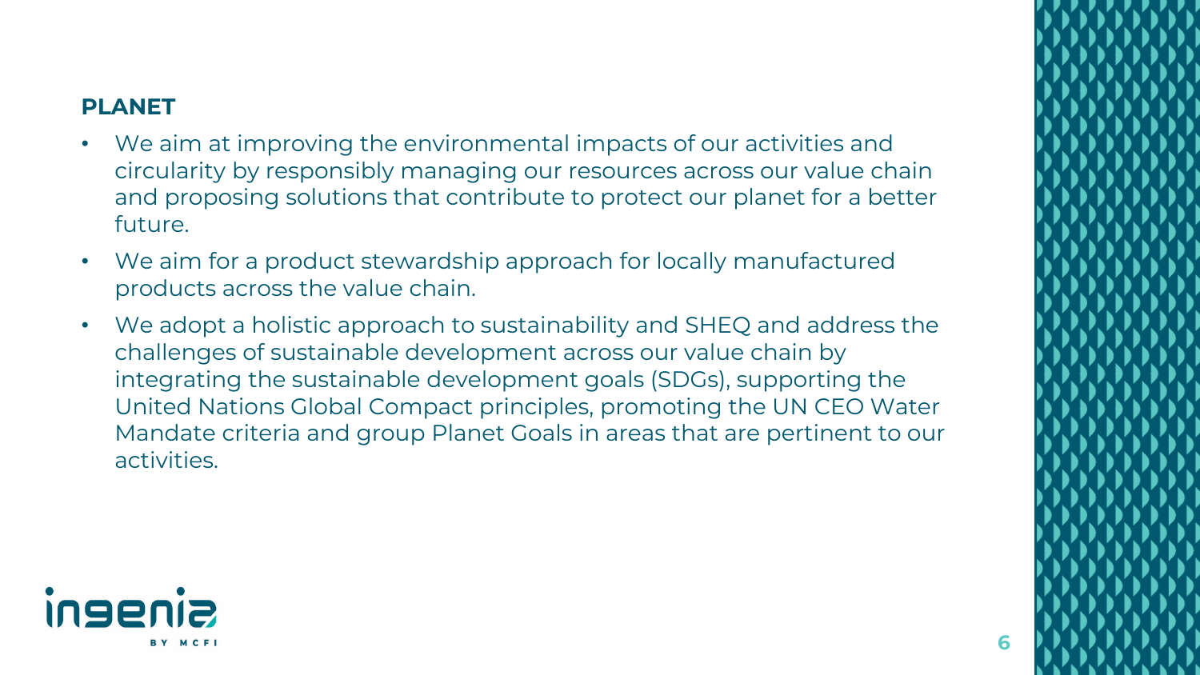## PLANET

- We aim at improving the environmental impacts of our activities and circularity by responsibly managing our resources across our value chain and proposing solutions that contribute to protect our planet for a better future.
- We aim for a product stewardship approach for locally manufactured products across the value chain.
- We adopt a holistic approach to sustainability and SHEQ and address the challenges of sustainable development across our value chain by integrating the sustainable development goals (SDGs), supporting the United Nations Global Compact principles, promoting the UN CEO Water Mandate criteria and group Planet Goals in areas that are pertinent to our activities.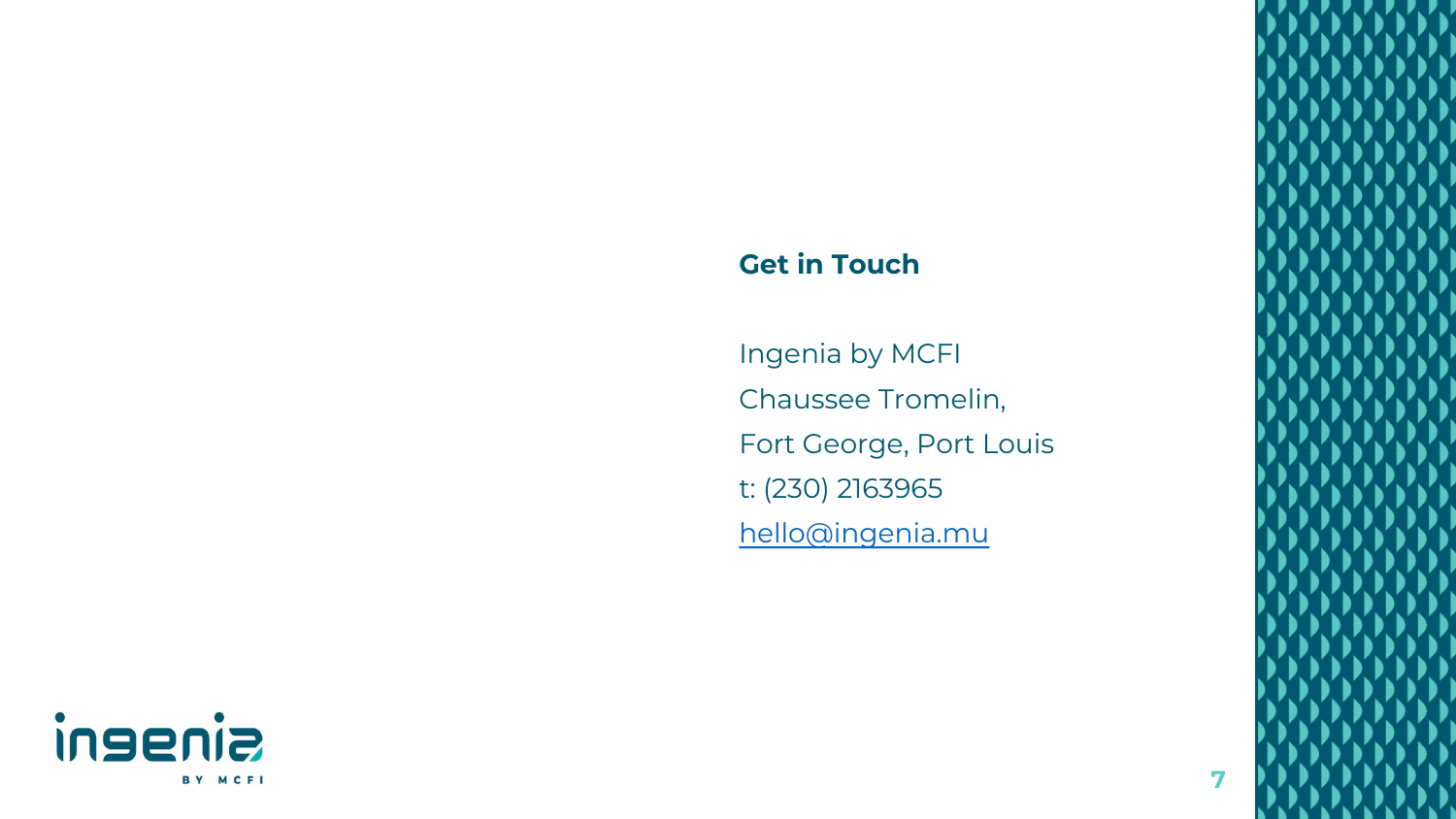## Get in Touch

Ingenia by MCFI
Chaussee Tromelin,
Fort George, Port Louis
t: (230) 2163965
hello@ingenia.mu

ingenia
BY MCFI